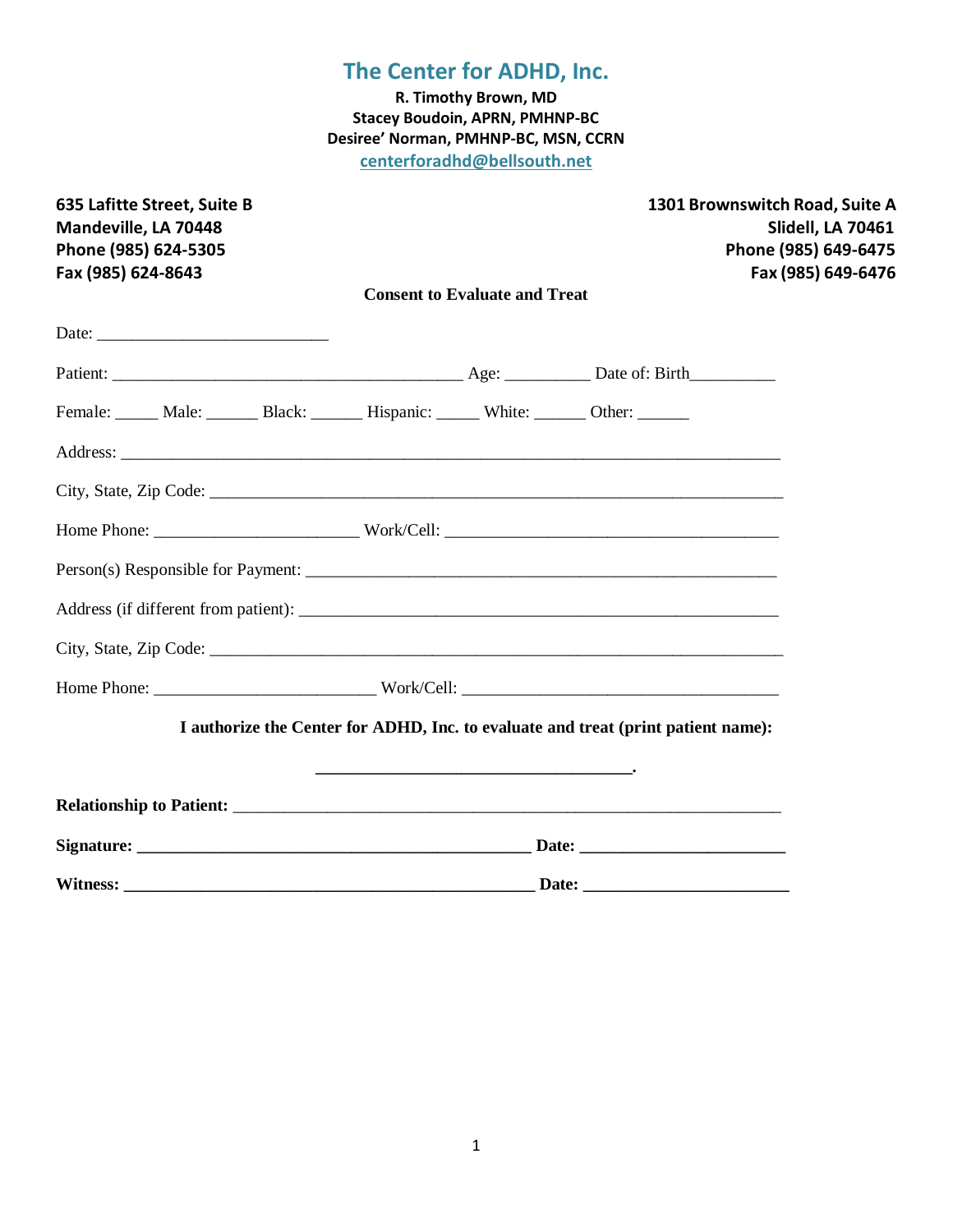# The Center for ADHD, Inc.

**R. Timothy Brown, MD**
**Stacey Boudoin, APRN, PMHNP-BC**
**Desiree' Norman, PMHNP-BC, MSN, CCRN**
centerforadhd@bellsouth.net

**635 Lafitte Street, Suite B**
**Mandeville, LA 70448**
**Phone (985) 624-5305**
**Fax (985) 624-8643**

**1301 Brownswitch Road, Suite A**
**Slidell, LA 70461**
**Phone (985) 649-6475**
**Fax (985) 649-6476**

## Consent to Evaluate and Treat

Date: ___________________________

Patient: _________________________________________ Age: __________ Date of: Birth__________

Female: _____ Male: ______ Black: ______ Hispanic: _____ White: ______ Other: ______

Address: ______________________________________________________________________________

City, State, Zip Code: __________________________________________________________________

Home Phone: ________________________ Work/Cell: _______________________________________

Person(s) Responsible for Payment: _______________________________________________________

Address (if different from patient): _______________________________________________________

City, State, Zip Code: __________________________________________________________________

Home Phone: __________________________ Work/Cell: _____________________________________

**I authorize the Center for ADHD, Inc. to evaluate and treat (print patient name):**

**_____________________________________.**

**Relationship to Patient:** _________________________________________________________________

**Signature: _______________________________________________ Date: ________________________**

**Witness: _________________________________________________ Date: ________________________**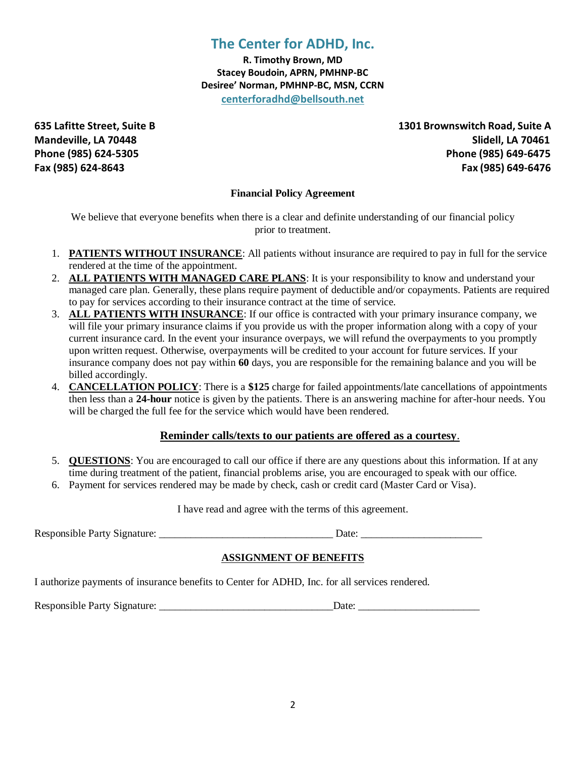# The Center for ADHD, Inc.

**R. Timothy Brown, MD**
**Stacey Boudoin, APRN, PMHNP-BC**
**Desiree' Norman, PMHNP-BC, MSN, CCRN**
**centerforadhd@bellsouth.net**

**635 Lafitte Street, Suite B**
**Mandeville, LA 70448**
**Phone (985) 624-5305**
**Fax (985) 624-8643**

**1301 Brownswitch Road, Suite A**
**Slidell, LA 70461**
**Phone (985) 649-6475**
**Fax (985) 649-6476**

## Financial Policy Agreement

We believe that everyone benefits when there is a clear and definite understanding of our financial policy prior to treatment.

1. **PATIENTS WITHOUT INSURANCE**: All patients without insurance are required to pay in full for the service rendered at the time of the appointment.
2. **ALL PATIENTS WITH MANAGED CARE PLANS**: It is your responsibility to know and understand your managed care plan. Generally, these plans require payment of deductible and/or copayments. Patients are required to pay for services according to their insurance contract at the time of service.
3. **ALL PATIENTS WITH INSURANCE**: If our office is contracted with your primary insurance company, we will file your primary insurance claims if you provide us with the proper information along with a copy of your current insurance card. In the event your insurance overpays, we will refund the overpayments to you promptly upon written request. Otherwise, overpayments will be credited to your account for future services. If your insurance company does not pay within **60** days, you are responsible for the remaining balance and you will be billed accordingly.
4. **CANCELLATION POLICY**: There is a **$125** charge for failed appointments/late cancellations of appointments then less than a **24-hour** notice is given by the patients. There is an answering machine for after-hour needs. You will be charged the full fee for the service which would have been rendered.

**Reminder calls/texts to our patients are offered as a courtesy**.

5. **QUESTIONS**: You are encouraged to call our office if there are any questions about this information. If at any time during treatment of the patient, financial problems arise, you are encouraged to speak with our office.
6. Payment for services rendered may be made by check, cash or credit card (Master Card or Visa).

I have read and agree with the terms of this agreement.

Responsible Party Signature: ________________________________ Date: ______________________

## ASSIGNMENT OF BENEFITS

I authorize payments of insurance benefits to Center for ADHD, Inc. for all services rendered.

Responsible Party Signature: ________________________________Date: ______________________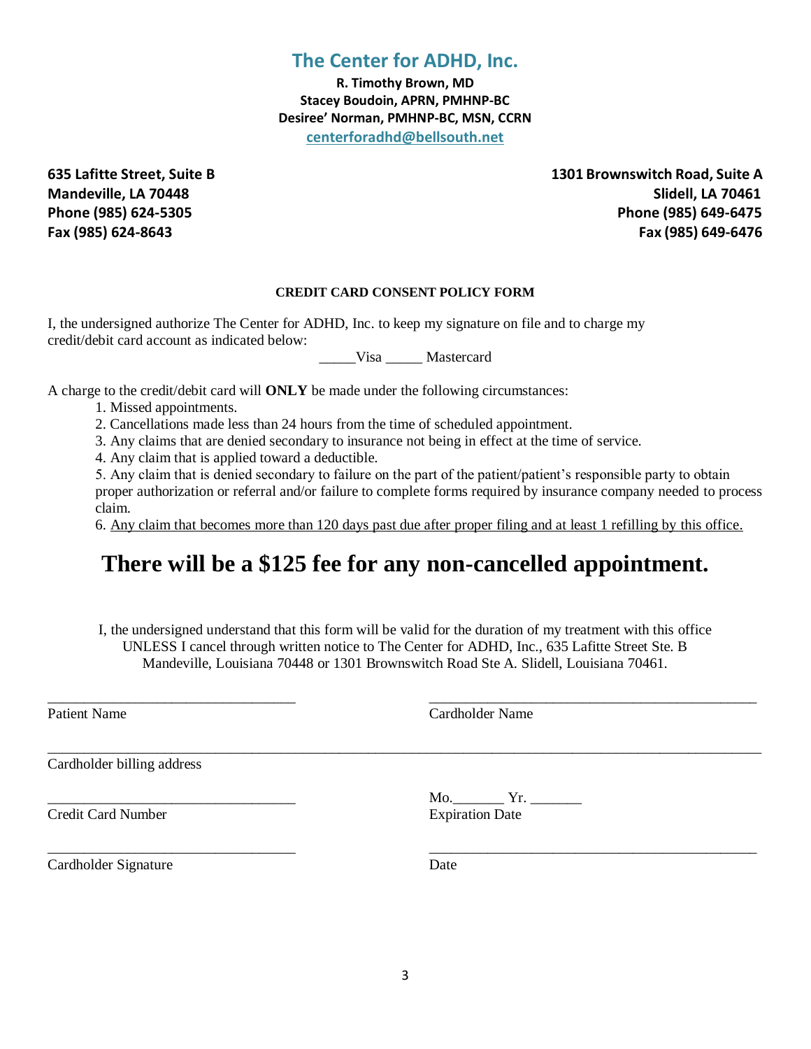# The Center for ADHD, Inc.

**R. Timothy Brown, MD**
**Stacey Boudoin, APRN, PMHNP-BC**
**Desiree' Norman, PMHNP-BC, MSN, CCRN**
centerforadhd@bellsouth.net

**635 Lafitte Street, Suite B**
**Mandeville, LA 70448**
**Phone (985) 624-5305**
**Fax (985) 624-8643**

**1301 Brownswitch Road, Suite A**
**Slidell, LA 70461**
**Phone (985) 649-6475**
**Fax (985) 649-6476**

## CREDIT CARD CONSENT POLICY FORM

I, the undersigned authorize The Center for ADHD, Inc. to keep my signature on file and to charge my credit/debit card account as indicated below:

_____Visa _____ Mastercard

A charge to the credit/debit card will **ONLY** be made under the following circumstances:

1. Missed appointments.
2. Cancellations made less than 24 hours from the time of scheduled appointment.
3. Any claims that are denied secondary to insurance not being in effect at the time of service.
4. Any claim that is applied toward a deductible.
5. Any claim that is denied secondary to failure on the part of the patient/patient's responsible party to obtain proper authorization or referral and/or failure to complete forms required by insurance company needed to process claim.
6. <u>Any claim that becomes more than 120 days past due after proper filing and at least 1 refilling by this office.</u>

# There will be a $125 fee for any non-cancelled appointment.

I, the undersigned understand that this form will be valid for the duration of my treatment with this office UNLESS I cancel through written notice to The Center for ADHD, Inc., 635 Lafitte Street Ste. B Mandeville, Louisiana 70448 or 1301 Brownswitch Road Ste A. Slidell, Louisiana 70461.

__________________________________ Patient Name

__________________________________ Cardholder Name

__________________________________________________________________ Cardholder billing address

__________________________________ Credit Card Number

Mo._______ Yr. _______ Expiration Date

__________________________________ Cardholder Signature

__________________________________ Date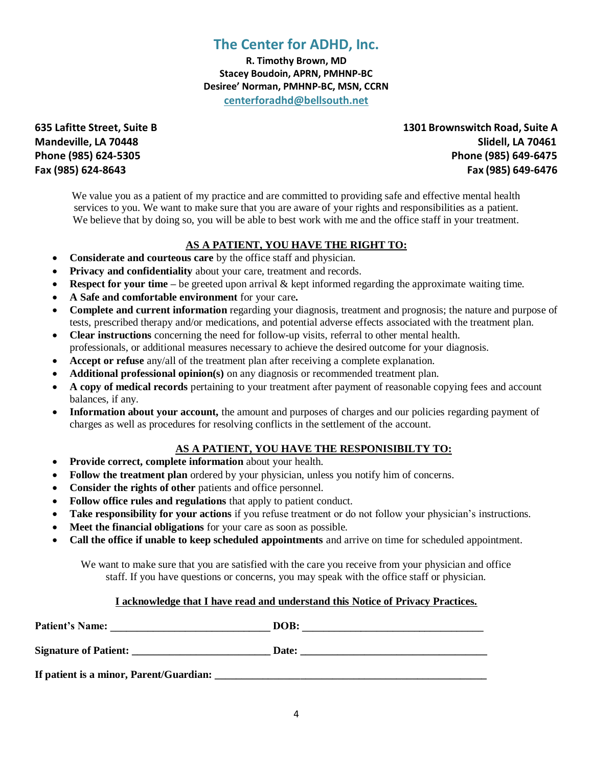# The Center for ADHD, Inc.

**R. Timothy Brown, MD**
**Stacey Boudoin, APRN, PMHNP-BC**
**Desiree' Norman, PMHNP-BC, MSN, CCRN**
**centerforadhd@bellsouth.net**

**635 Lafitte Street, Suite B**
**Mandeville, LA 70448**
**Phone (985) 624-5305**
**Fax (985) 624-8643**

**1301 Brownswitch Road, Suite A**
**Slidell, LA 70461**
**Phone (985) 649-6475**
**Fax (985) 649-6476**

We value you as a patient of my practice and are committed to providing safe and effective mental health services to you. We want to make sure that you are aware of your rights and responsibilities as a patient. We believe that by doing so, you will be able to best work with me and the office staff in your treatment.

## AS A PATIENT, YOU HAVE THE RIGHT TO:

- **Considerate and courteous care** by the office staff and physician.
- **Privacy and confidentiality** about your care, treatment and records.
- **Respect for your time** – be greeted upon arrival & kept informed regarding the approximate waiting time.
- **A Safe and comfortable environment** for your care**.**
- **Complete and current information** regarding your diagnosis, treatment and prognosis; the nature and purpose of tests, prescribed therapy and/or medications, and potential adverse effects associated with the treatment plan.
- **Clear instructions** concerning the need for follow-up visits, referral to other mental health. professionals, or additional measures necessary to achieve the desired outcome for your diagnosis.
- **Accept or refuse** any/all of the treatment plan after receiving a complete explanation.
- **Additional professional opinion(s)** on any diagnosis or recommended treatment plan.
- **A copy of medical records** pertaining to your treatment after payment of reasonable copying fees and account balances, if any.
- **Information about your account,** the amount and purposes of charges and our policies regarding payment of charges as well as procedures for resolving conflicts in the settlement of the account.

## AS A PATIENT, YOU HAVE THE RESPONISIBILTY TO:

- **Provide correct, complete information** about your health.
- **Follow the treatment plan** ordered by your physician, unless you notify him of concerns.
- **Consider the rights of other** patients and office personnel.
- **Follow office rules and regulations** that apply to patient conduct.
- **Take responsibility for your actions** if you refuse treatment or do not follow your physician's instructions.
- **Meet the financial obligations** for your care as soon as possible.
- **Call the office if unable to keep scheduled appointments** and arrive on time for scheduled appointment.

We want to make sure that you are satisfied with the care you receive from your physician and office staff. If you have questions or concerns, you may speak with the office staff or physician.

**I acknowledge that I have read and understand this Notice of Privacy Practices.**

**Patient's Name:** ______________________________ **DOB:** ______________________________

**Signature of Patient:** __________________________ **Date:** ________________________________

**If patient is a minor, Parent/Guardian:** ____________________________________________________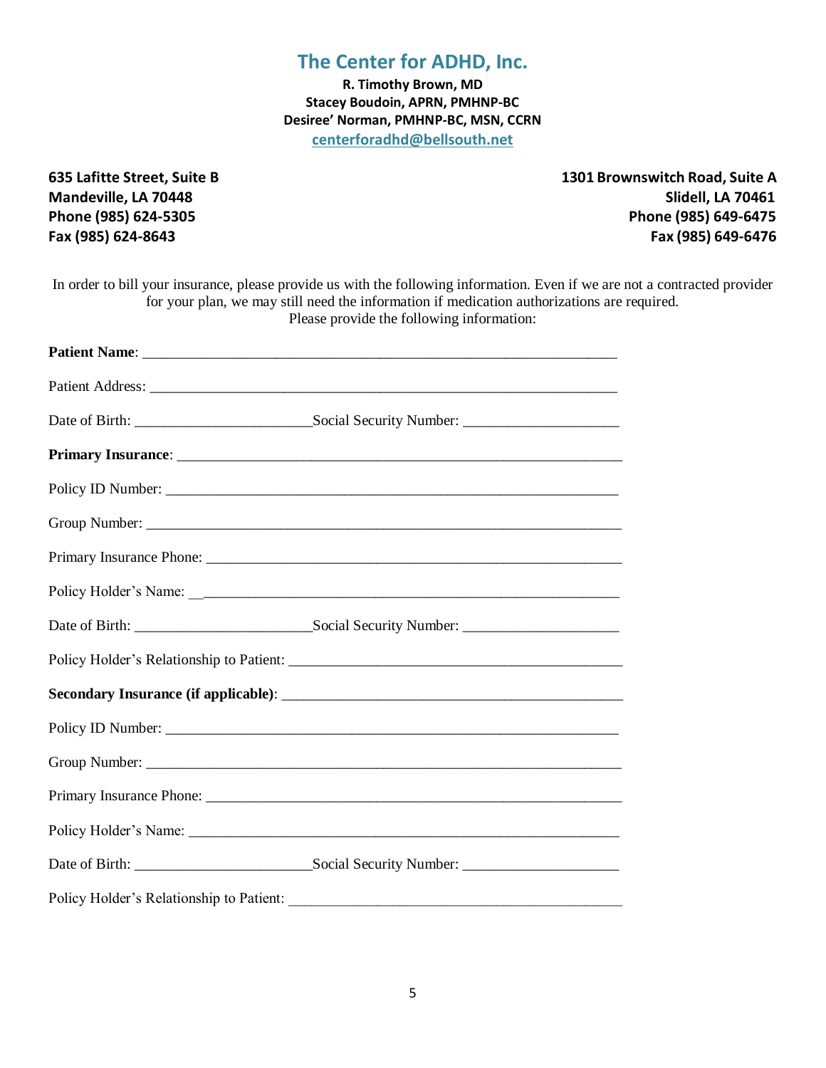# The Center for ADHD, Inc.

**R. Timothy Brown, MD**
**Stacey Boudoin, APRN, PMHNP-BC**
**Desiree' Norman, PMHNP-BC, MSN, CCRN**
centerforadhd@bellsouth.net

**635 Lafitte Street, Suite B**
**Mandeville, LA 70448**
**Phone (985) 624-5305**
**Fax (985) 624-8643**

**1301 Brownswitch Road, Suite A**
**Slidell, LA 70461**
**Phone (985) 649-6475**
**Fax (985) 649-6476**

In order to bill your insurance, please provide us with the following information. Even if we are not a contracted provider for your plan, we may still need the information if medication authorizations are required.
Please provide the following information:

**Patient Name**: ______________________________________________________________

Patient Address: ______________________________________________________________

Date of Birth: ______________________Social Security Number: ____________________

**Primary Insurance**: ___________________________________________________________

Policy ID Number: _____________________________________________________________

Group Number: ________________________________________________________________

Primary Insurance Phone: _______________________________________________________

Policy Holder's Name: __________________________________________________________

Date of Birth: ______________________Social Security Number: ____________________

Policy Holder's Relationship to Patient: ___________________________________________

**Secondary Insurance (if applicable)**: ____________________________________________

Policy ID Number: _____________________________________________________________

Group Number: ________________________________________________________________

Primary Insurance Phone: _______________________________________________________

Policy Holder's Name: __________________________________________________________

Date of Birth: ______________________Social Security Number: ____________________

Policy Holder's Relationship to Patient: ___________________________________________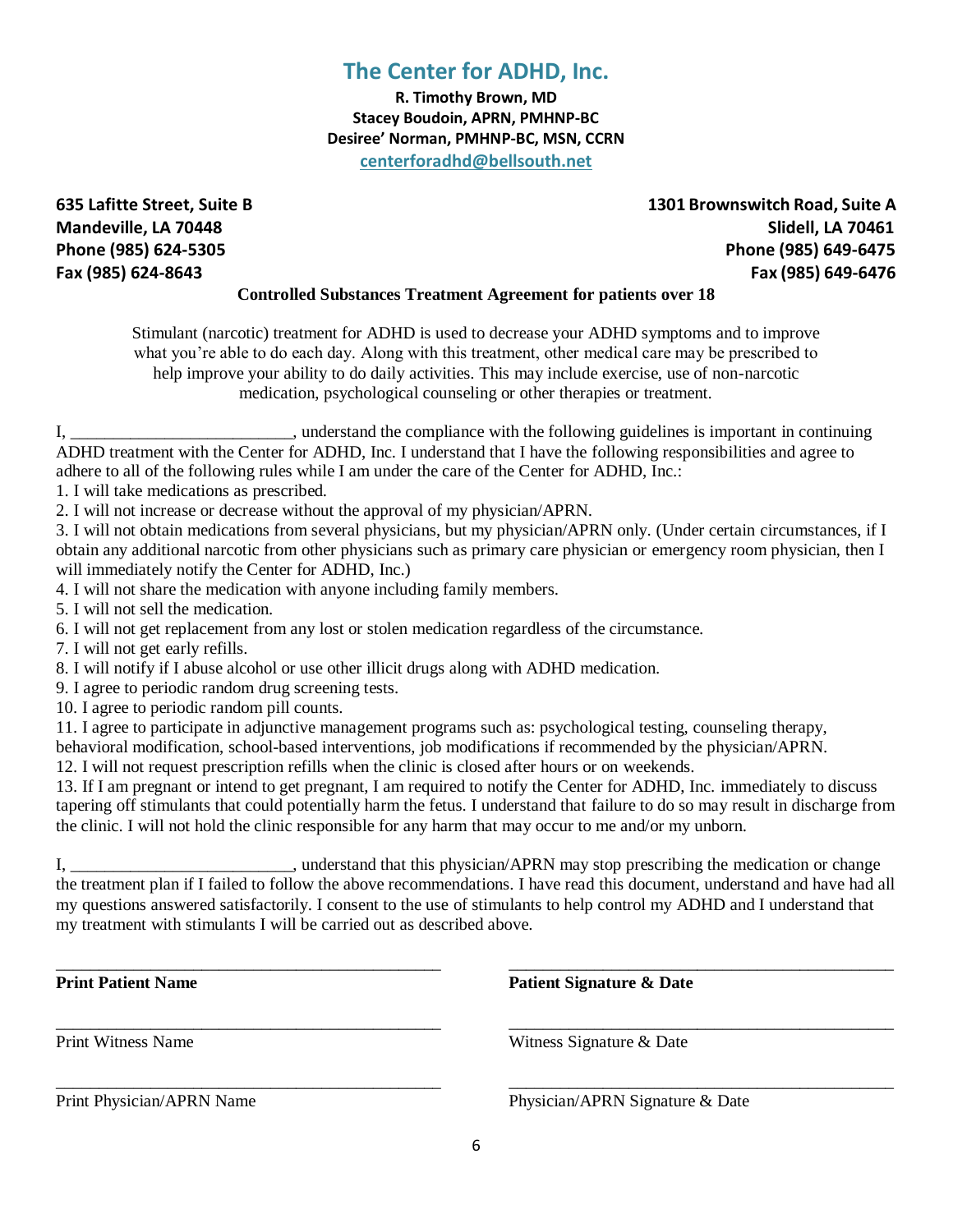# The Center for ADHD, Inc.

**R. Timothy Brown, MD**
**Stacey Boudoin, APRN, PMHNP-BC**
**Desiree' Norman, PMHNP-BC, MSN, CCRN**
**centerforadhd@bellsouth.net**

**635 Lafitte Street, Suite B**
**Mandeville, LA 70448**
**Phone (985) 624-5305**
**Fax (985) 624-8643**

**1301 Brownswitch Road, Suite A**
**Slidell, LA 70461**
**Phone (985) 649-6475**
**Fax (985) 649-6476**

## Controlled Substances Treatment Agreement for patients over 18

Stimulant (narcotic) treatment for ADHD is used to decrease your ADHD symptoms and to improve what you're able to do each day. Along with this treatment, other medical care may be prescribed to help improve your ability to do daily activities. This may include exercise, use of non-narcotic medication, psychological counseling or other therapies or treatment.

I, _________________________, understand the compliance with the following guidelines is important in continuing ADHD treatment with the Center for ADHD, Inc. I understand that I have the following responsibilities and agree to adhere to all of the following rules while I am under the care of the Center for ADHD, Inc.:

1. I will take medications as prescribed.
2. I will not increase or decrease without the approval of my physician/APRN.
3. I will not obtain medications from several physicians, but my physician/APRN only. (Under certain circumstances, if I obtain any additional narcotic from other physicians such as primary care physician or emergency room physician, then I will immediately notify the Center for ADHD, Inc.)
4. I will not share the medication with anyone including family members.
5. I will not sell the medication.
6. I will not get replacement from any lost or stolen medication regardless of the circumstance.
7. I will not get early refills.
8. I will notify if I abuse alcohol or use other illicit drugs along with ADHD medication.
9. I agree to periodic random drug screening tests.
10. I agree to periodic random pill counts.
11. I agree to participate in adjunctive management programs such as: psychological testing, counseling therapy, behavioral modification, school-based interventions, job modifications if recommended by the physician/APRN.
12. I will not request prescription refills when the clinic is closed after hours or on weekends.
13. If I am pregnant or intend to get pregnant, I am required to notify the Center for ADHD, Inc. immediately to discuss tapering off stimulants that could potentially harm the fetus. I understand that failure to do so may result in discharge from the clinic. I will not hold the clinic responsible for any harm that may occur to me and/or my unborn.

I, _________________________, understand that this physician/APRN may stop prescribing the medication or change the treatment plan if I failed to follow the above recommendations. I have read this document, understand and have had all my questions answered satisfactorily. I consent to the use of stimulants to help control my ADHD and I understand that my treatment with stimulants I will be carried out as described above.

_____________________________________________ **Print Patient Name**

_____________________________________________ **Patient Signature & Date**

_____________________________________________ Print Witness Name

_____________________________________________ Witness Signature & Date

_____________________________________________ Print Physician/APRN Name

_____________________________________________ Physician/APRN Signature & Date